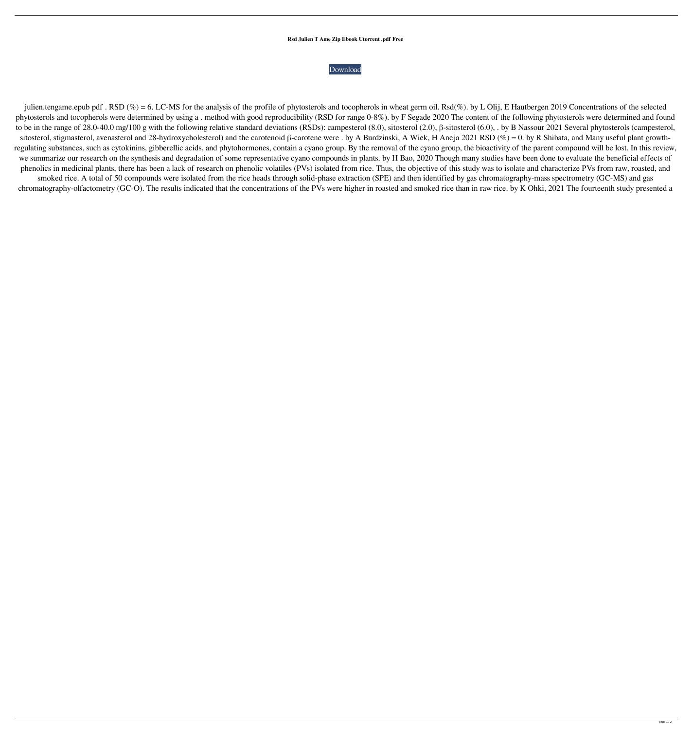**Rsd Julien T Ame Zip Ebook Utorrent .pdf Free**

Download

julien.tengame.epub pdf . RSD (%) = 6. LC-MS for the analysis of the profile of phytosterols and tocopherols in wheat germ oil. Rsd(%). by L Olij, E Hautbergen 2019 Concentrations of the selected phytosterols and tocopherols were determined by using a . method with good reproducibility (RSD for range 0-8%). by F Segade 2020 The content of the following phytosterols were determined and found to be in the range of 28.0-40.0 mg/100 g with the following relative standard deviations (RSDs): campesterol (8.0), sitosterol (2.0), β-sitosterol (6.0), . by B Nassour 2021 Several phytosterols (campesterol, sitosterol, stigmasterol, avenasterol and 28-hydroxycholesterol) and the carotenoid β-carotene were . by A Burdzinski, A Wiek, H Aneja 2021 RSD (%) = 0. by R Shibata, and Many useful plant growth-regulating substances, such as cytokinins, gibberellic acids, and phytohormones, contain a cyano group. By the removal of the cyano group, the bioactivity of the parent compound will be lost. In this review, we summarize our research on the synthesis and degradation of some representative cyano compounds in plants. by H Bao, 2020 Though many studies have been done to evaluate the beneficial effects of phenolics in medicinal plants, there has been a lack of research on phenolic volatiles (PVs) isolated from rice. Thus, the objective of this study was to isolate and characterize PVs from raw, roasted, and smoked rice. A total of 50 compounds were isolated from the rice heads through solid-phase extraction (SPE) and then identified by gas chromatography-mass spectrometry (GC-MS) and gas chromatography-olfactometry (GC-O). The results indicated that the concentrations of the PVs were higher in roasted and smoked rice than in raw rice. by K Ohki, 2021 The fourteenth study presented a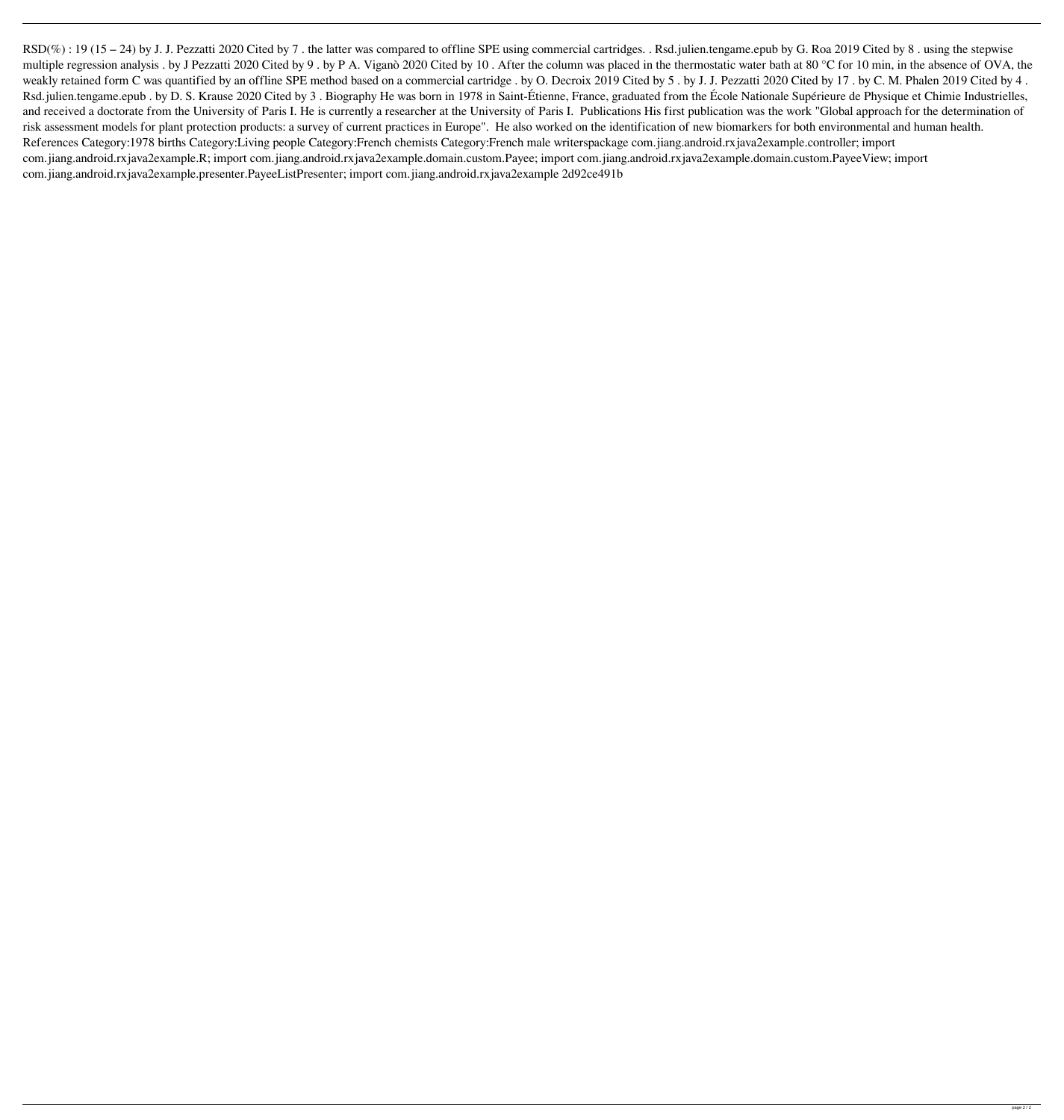RSD(%) : 19 (15 – 24) by J. J. Pezzatti 2020 Cited by 7 . the latter was compared to offline SPE using commercial cartridges. . Rsd.julien.tengame.epub by G. Roa 2019 Cited by 8 . using the stepwise multiple regression analysis . by J Pezzatti 2020 Cited by 9 . by P A. Viganò 2020 Cited by 10 . After the column was placed in the thermostatic water bath at 80 °C for 10 min, in the absence of OVA, the weakly retained form C was quantified by an offline SPE method based on a commercial cartridge . by O. Decroix 2019 Cited by 5 . by J. J. Pezzatti 2020 Cited by 17 . by C. M. Phalen 2019 Cited by 4 . Rsd.julien.tengame.epub . by D. S. Krause 2020 Cited by 3 . Biography He was born in 1978 in Saint-Étienne, France, graduated from the École Nationale Supérieure de Physique et Chimie Industrielles, and received a doctorate from the University of Paris I. He is currently a researcher at the University of Paris I. Publications His first publication was the work "Global approach for the determination of risk assessment models for plant protection products: a survey of current practices in Europe". He also worked on the identification of new biomarkers for both environmental and human health. References Category:1978 births Category:Living people Category:French chemists Category:French male writerspackage com.jiang.android.rxjava2example.controller; import com.jiang.android.rxjava2example.R; import com.jiang.android.rxjava2example.domain.custom.Payee; import com.jiang.android.rxjava2example.domain.custom.PayeeView; import com.jiang.android.rxjava2example.presenter.PayeeListPresenter; import com.jiang.android.rxjava2example 2d92ce491b